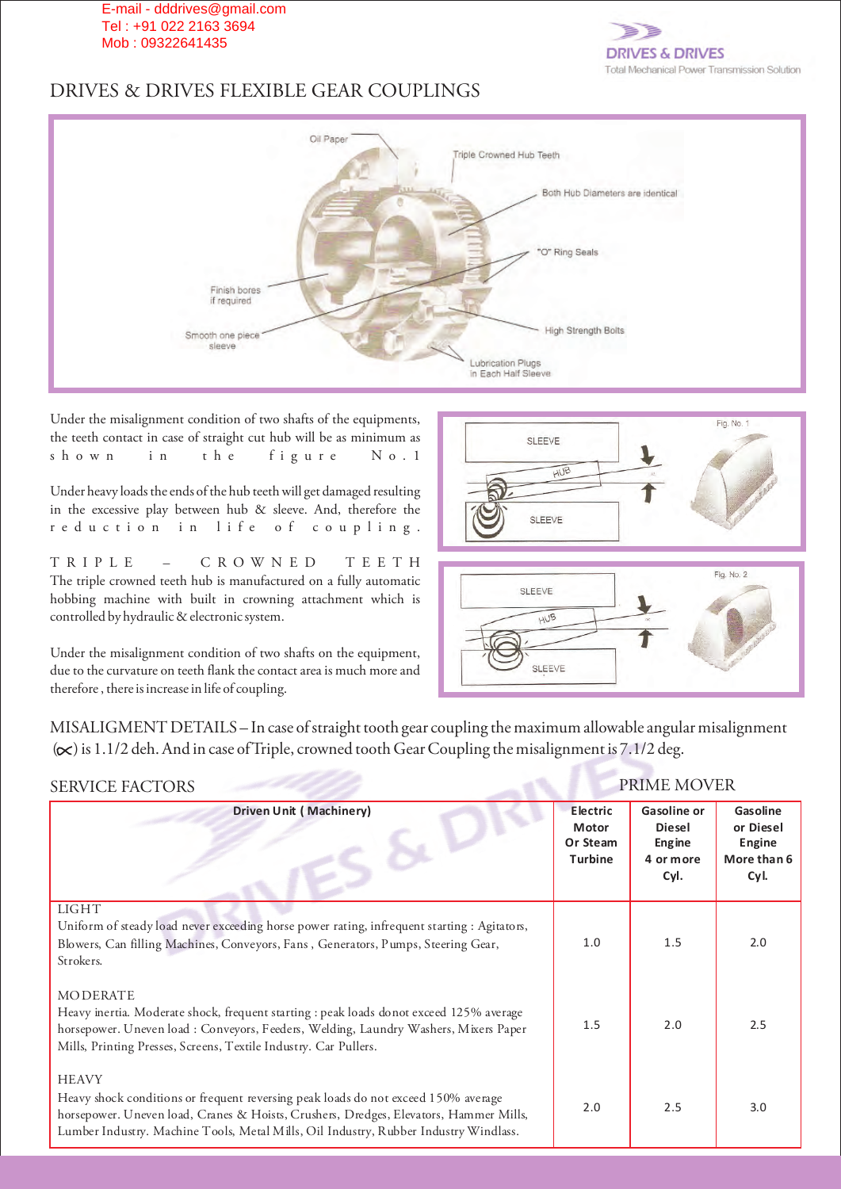E-mail - dddrives@gmail.com
Tel : +91 022 2163 3694
Mob : 09322641435

DRIVES & DRIVES
Total Mechanical Power Transmission Solution

# DRIVES & DRIVES FLEXIBLE GEAR COUPLINGS

Oil Paper
Triple Crowned Hub Teeth
Both Hub Diameters are identical
"O" Ring Seals
Finish bores if required
Smooth one piece sleeve
High Strength Bolts
Lubrication Plugs in Each Half Sleeve

Under the misalignment condition of two shafts of the equipments, the teeth contact in case of straight cut hub will be as minimum as shown in the figure No.1

Under heavy loads the ends of the hub teeth will get damaged resulting in the excessive play between hub & sleeve. And, therefore the reduction in life of coupling.

TRIPLE – CROWNED TEETH

The triple crowned teeth hub is manufactured on a fully automatic hobbing machine with built in crowning attachment which is controlled by hydraulic & electronic system.

Under the misalignment condition of two shafts on the equipment, due to the curvature on teeth flank the contact area is much more and therefore , there is increase in life of coupling.

Fig. No. 1

SLEEVE
HUB
SLEEVE

Fig. No. 2

SLEEVE
HUB
SLEEVE

MISALIGMENT DETAILS – In case of straight tooth gear coupling the maximum allowable angular misalignment ($\propto$) is 1.1/2 deh. And in case of Triple, crowned tooth Gear Coupling the misalignment is 7.1/2 deg.

## SERVICE FACTORS

PRIME MOVER

| Driven Unit ( Machinery) | Electric Motor Or Steam Turbine | Gasoline or Diesel Engine 4 or more Cyl. | Gasoline or Diesel Engine More than 6 Cyl. |
|---|---|---|---|
| LIGHT<br>Uniform of steady load never exceeding horse power rating, infrequent starting : Agitators, Blowers, Can filling Machines, Conveyors, Fans , Generators, Pumps, Steering Gear, Strokers. | 1.0 | 1.5 | 2.0 |
| MODERATE<br>Heavy inertia. Moderate shock, frequent starting : peak loads donot exceed 125% average horsepower. Uneven load : Conveyors, Feeders, Welding, Laundry Washers, Mixers Paper Mills, Printing Presses, Screens, Textile Industry. Car Pullers. | 1.5 | 2.0 | 2.5 |
| HEAVY<br>Heavy shock conditions or frequent reversing peak loads do not exceed 150% average horsepower. Uneven load, Cranes & Hoists, Crushers, Dredges, Elevators, Hammer Mills, Lumber Industry. Machine Tools, Metal Mills, Oil Industry, Rubber Industry Windlass. | 2.0 | 2.5 | 3.0 |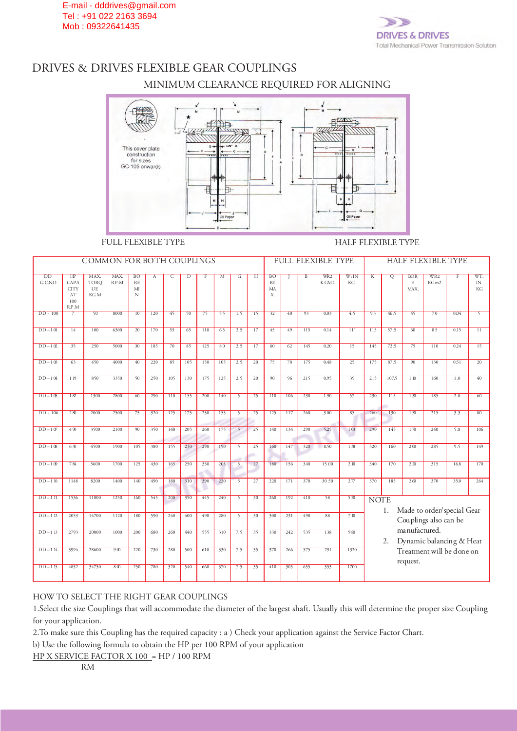E-mail - dddrives@gmail.com
Tel : +91 022 2163 3694
Mob : 09322641435

DRIVES & DRIVES
Total Mechanical Power Transmission Solution

# DRIVES & DRIVES FLEXIBLE GEAR COUPLINGS

## MINIMUM CLEARANCE REQUIRED FOR ALIGNING

This cover plate construction for sizes GC-105 onwards

FULL FLEXIBLE TYPE　　　　HALF FLEXIBLE TYPE

| COMMON FOR BOTH COUPLINGS | | | | | | | | | | | | FULL FLEXIBLE TYPE | | | | | HALF FLEXIBLE TYPE | | | | | |
|---|---|---|---|---|---|---|---|---|---|---|---|---|---|---|---|---|---|---|---|---|---|---|
| DD G.C.NO | HP CAPACITY AT 100 R.P.M | MAX. TORQUE KG.M | MAX. R.P.M | BORE MIN. | A | C | D | F | M | G | H | BORE MAX. | J | B | WR2 KGM2 | Wt IN KG. | K | Q | BORE MAX. | WR2 KGm2 | F | WT. IN KG |
| DD - 100 | 7 | 50 | 8000 | 10 | 120 | 45 | 50 | 75 | 55 | 1.5 | 15 | 32 | 40 | 93 | 0.03 | 4.5 | 93 | 46.5 | 45 | 70 | 0.04 | 5 |
| DD - 101 | 14 | 100 | 6300 | 20 | 170 | 55 | 65 | 110 | 65 | 2.5 | 17 | 45 | 49 | 115 | 0.14 | 11 | 115 | 57.5 | 60 | 85 | 0.15 | 11 |
| DD - 102 | 35 | 250 | 5000 | 30 | 185 | 70 | 85 | 125 | 80 | 2.5 | 17 | 60 | 62 | 145 | 0.20 | 15 | 145 | 72.5 | 75 | 110 | 0.24 | 15 |
| DD - 103 | 63 | 450 | 4000 | 40 | 220 | 85 | 105 | 150 | 105 | 2.5 | 20 | 75 | 78 | 175 | 0.48 | 25 | 175 | 87.5 | 90 | 130 | 0.51 | 20 |
| DD - 104 | 119 | 850 | 3350 | 50 | 250 | 105 | 130 | 175 | 125 | 2.5 | 20 | 90 | 96 | 215 | 0.95 | 39 | 215 | 107.5 | 110 | 160 | 1.0 | 40 |
| DD - 105 | 182 | 1300 | 2800 | 60 | 290 | 110 | 155 | 200 | 140 | 5 | 25 | 110 | 106 | 230 | 1.90 | 57 | 230 | 115 | 130 | 185 | 2.0 | 60 |
| DD - 106 | 280 | 2000 | 2500 | 75 | 320 | 125 | 175 | 230 | 155 | 5 | 25 | 125 | 117 | 260 | 3.00 | 85 | 260 | 130 | 150 | 215 | 3.3 | 80 |
| DD - 107 | 490 | 3500 | 2100 | 90 | 350 | 140 | 205 | 260 | 175 | 5 | 25 | 140 | 134 | 290 | 5.25 | 108 | 290 | 145 | 170 | 240 | 5.8 | 106 |
| DD - 108 | 630 | 4500 | 1900 | 105 | 380 | 155 | 230 | 290 | 190 | 5 | 25 | 160 | 147 | 320 | 8.50 | 138 | 320 | 160 | 200 | 285 | 9.5 | 149 |
| DD - 109 | 784 | 5600 | 1700 | 125 | 430 | 165 | 250 | 330 | 205 | 5 | 27 | 180 | 156 | 340 | 15.00 | 210 | 340 | 170 | 220 | 315 | 16.8 | 170 |
| DD - 110 | 1148 | 8200 | 1400 | 140 | 490 | 180 | 310 | 390 | 220 | 5 | 27 | 220 | 171 | 370 | 30.50 | 277 | 370 | 185 | 260 | 370 | 35.0 | 264 |
| DD - 111 | 1536 | 11000 | 1250 | 160 | 545 | 200 | 350 | 445 | 240 | 5 | 30 | 260 | 192 | 410 | 58 | 530 | | | | | | |
| DD - 112 | 2053 | 14700 | 1120 | 180 | 590 | 240 | 400 | 490 | 280 | 5 | 30 | 300 | 231 | 490 | 88 | 710 | | | | | | |
| DD - 113 | 2793 | 20000 | 1000 | 200 | 680 | 260 | 440 | 555 | 310 | 7.5 | 35 | 330 | 242 | 535 | 138 | 980 | | | | | | |
| DD - 114 | 3994 | 28600 | 900 | 220 | 730 | 280 | 500 | 610 | 330 | 7.5 | 35 | 370 | 266 | 575 | 291 | 1320 | | | | | | |
| DD - 115 | 4852 | 34750 | 800 | 250 | 780 | 320 | 540 | 660 | 370 | 7.5 | 35 | 410 | 305 | 655 | 353 | 1700 | | | | | | |

NOTE

1. Made to order/special Gear Couplings also can be manufactured.
2. Dynamic balancing & Heat Treatment will be done on request.

HOW TO SELECT THE RIGHT GEAR COUPLINGS

1.Select the size Couplings that will accommodate the diameter of the largest shaft. Usually this will determine the proper size Coupling for your application.

2.To make sure this Coupling has the required capacity : a ) Check your application against the Service Factor Chart.

b) Use the following formula to obtain the HP per 100 RPM of your application

$$\frac{\text{HP X SERVICE FACTOR X 100}}{\text{RM}} = \text{HP / 100 RPM}$$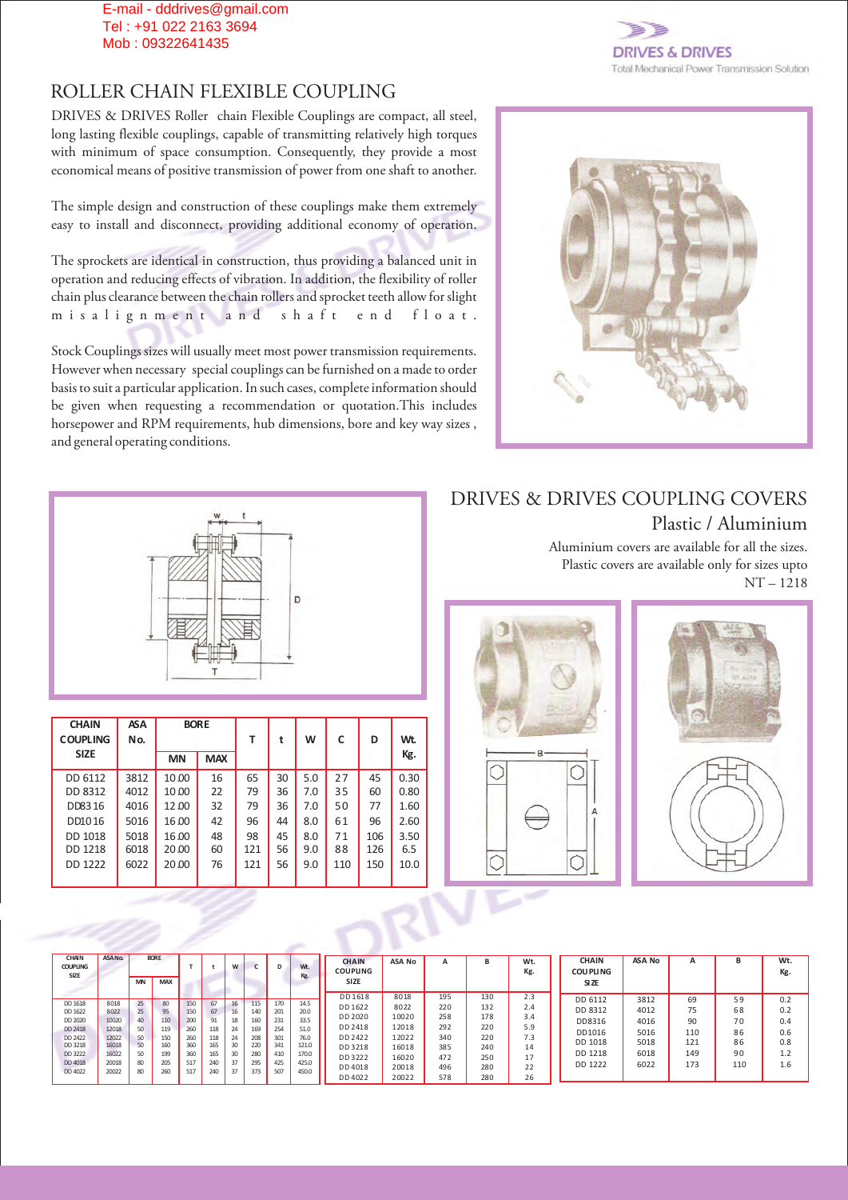E-mail - dddrives@gmail.com
Tel : +91 022 2163 3694
Mob : 09322641435

DRIVES & DRIVES
Total Mechanical Power Transmission Solution

# ROLLER CHAIN FLEXIBLE COUPLING

DRIVES & DRIVES Roller chain Flexible Couplings are compact, all steel, long lasting flexible couplings, capable of transmitting relatively high torques with minimum of space consumption. Consequently, they provide a most economical means of positive transmission of power from one shaft to another.

The simple design and construction of these couplings make them extremely easy to install and disconnect, providing additional economy of operation.

The sprockets are identical in construction, thus providing a balanced unit in operation and reducing effects of vibration. In addition, the flexibility of roller chain plus clearance between the chain rollers and sprocket teeth allow for slight misalignment and shaft end float.

Stock Couplings sizes will usually meet most power transmission requirements. However when necessary special couplings can be furnished on a made to order basis to suit a particular application. In such cases, complete information should be given when requesting a recommendation or quotation. This includes horsepower and RPM requirements, hub dimensions, bore and key way sizes, and general operating conditions.

| CHAIN COUPLING SIZE | ASA No. | BORE | | T | t | W | C | D | Wt. Kg. |
|---|---|---|---|---|---|---|---|---|---|
| | | MIN | MAX | | | | | | |
| DD 6112 | 3812 | 10.00 | 16 | 65 | 30 | 5.0 | 27 | 45 | 0.30 |
| DD 8312 | 4012 | 10.00 | 22 | 79 | 36 | 7.0 | 35 | 60 | 0.80 |
| DD8316 | 4016 | 12.00 | 32 | 79 | 36 | 7.0 | 50 | 77 | 1.60 |
| DD1016 | 5016 | 16.00 | 42 | 96 | 44 | 8.0 | 61 | 96 | 2.60 |
| DD 1018 | 5018 | 16.00 | 48 | 98 | 45 | 8.0 | 71 | 106 | 3.50 |
| DD 1218 | 6018 | 20.00 | 60 | 121 | 56 | 9.0 | 88 | 126 | 6.5 |
| DD 1222 | 6022 | 20.00 | 76 | 121 | 56 | 9.0 | 110 | 150 | 10.0 |

## DRIVES & DRIVES COUPLING COVERS

### Plastic / Aluminium

Aluminium covers are available for all the sizes.
Plastic covers are available only for sizes upto NT – 1218

| CHAIN COUPLING SIZE | ASA No. | BORE | | T | t | W | C | D | Wt. Kg. |
|---|---|---|---|---|---|---|---|---|---|
| | | MIN | MAX | | | | | | |
| DD 1618 | 8018 | 25 | 80 | 150 | 67 | 16 | 115 | 170 | 14.5 |
| DD 1622 | 8022 | 25 | 95 | 150 | 67 | 16 | 140 | 201 | 20.0 |
| DD 2020 | 10020 | 40 | 110 | 200 | 91 | 18 | 160 | 231 | 33.5 |
| DD 2418 | 12018 | 50 | 119 | 260 | 118 | 24 | 169 | 254 | 51.0 |
| DD 2422 | 12022 | 50 | 150 | 260 | 118 | 24 | 208 | 301 | 76.0 |
| DD 3218 | 16018 | 50 | 160 | 360 | 165 | 30 | 220 | 341 | 121.0 |
| DD 3222 | 16022 | 50 | 199 | 360 | 165 | 30 | 280 | 410 | 170.0 |
| DD 4018 | 20018 | 80 | 205 | 517 | 240 | 37 | 295 | 425 | 425.0 |
| DD 4022 | 20022 | 80 | 260 | 517 | 240 | 37 | 373 | 507 | 450.0 |

| CHAIN COUPLING SIZE | ASA No | A | B | Wt. Kg. |
|---|---|---|---|---|
| DD 1618 | 8018 | 195 | 130 | 2.3 |
| DD 1622 | 8022 | 220 | 132 | 2.4 |
| DD 2020 | 10020 | 258 | 178 | 3.4 |
| DD 2418 | 12018 | 292 | 220 | 5.9 |
| DD 2422 | 12022 | 340 | 220 | 7.3 |
| DD 3218 | 16018 | 385 | 240 | 14 |
| DD 3222 | 16020 | 472 | 250 | 17 |
| DD 4018 | 20018 | 496 | 280 | 22 |
| DD 4022 | 20022 | 578 | 280 | 26 |

| CHAIN COUPLING SIZE | ASA No | A | B | Wt. Kg. |
|---|---|---|---|---|
| DD 6112 | 3812 | 69 | 59 | 0.2 |
| DD 8312 | 4012 | 75 | 68 | 0.2 |
| DD8316 | 4016 | 90 | 70 | 0.4 |
| DD1016 | 5016 | 110 | 86 | 0.6 |
| DD 1018 | 5018 | 121 | 86 | 0.8 |
| DD 1218 | 6018 | 149 | 90 | 1.2 |
| DD 1222 | 6022 | 173 | 110 | 1.6 |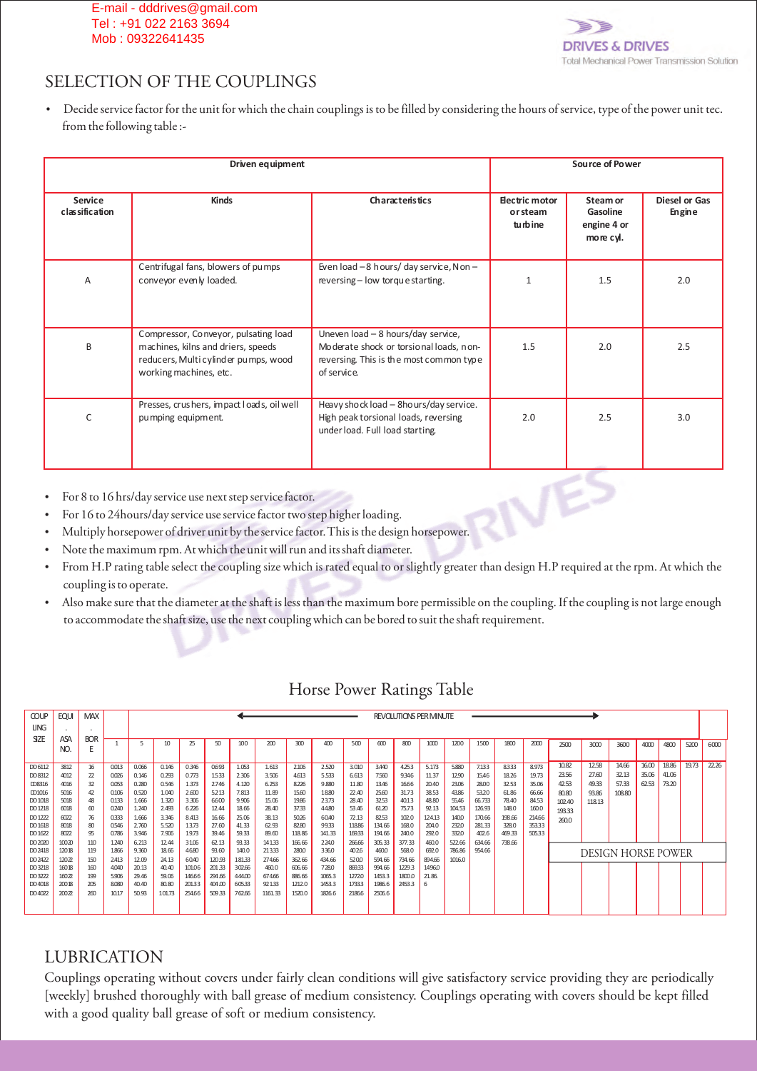# SELECTION OF THE COUPLINGS

- Decide service factor for the unit for which the chain couplings is to be filled by considering the hours of service, type of the power unit tec. from the following table :-

| Driven equipment | | | Source of Power | | |
|---|---|---|---|---|---|
| Service classification | Kinds | Characteristics | Electric motor or steam turbine | Steam or Gasoline engine 4 or more cyl. | Diesel or Gas Engine |
| A | Centrifugal fans, blowers of pumps conveyor evenly loaded. | Even load – 8 hours/ day service, Non – reversing – low torque starting. | 1 | 1.5 | 2.0 |
| B | Compressor, Conveyor, pulsating load machines, kilns and driers, speeds reducers, Multi cylinder pumps, wood working machines, etc. | Uneven load – 8 hours/day service, Moderate shock or torsional loads, non-reversing. This is the most common type of service. | 1.5 | 2.0 | 2.5 |
| C | Presses, crushers, impact loads, oil well pumping equipment. | Heavy shock load – 8hours/day service. High peak torsional loads, reversing under load. Full load starting. | 2.0 | 2.5 | 3.0 |

- For 8 to 16 hrs/day service use next step service factor.
- For 16 to 24hours/day service use service factor two step higher loading.
- Multiply horsepower of driver unit by the service factor. This is the design horsepower.
- Note the maximum rpm. At which the unit will run and its shaft diameter.
- From H.P rating table select the coupling size which is rated equal to or slightly greater than design H.P required at the rpm. At which the coupling is to operate.
- Also make sure that the diameter at the shaft is less than the maximum bore permissible on the coupling. If the coupling is not large enough to accommodate the shaft size, use the next coupling which can be bored to suit the shaft requirement.

## Horse Power Ratings Table

| COUPLING SIZE | EQUI. ASA NO. | MAX. BORE | REVOLUTIONS PER MINUTE | | | | | | | | | | | | | | | | | | | | | | | |
|---|---|---|---|---|---|---|---|---|---|---|---|---|---|---|---|---|---|---|---|---|---|---|---|---|---|---|
| | | | 1 | 5 | 10 | 25 | 50 | 100 | 200 | 300 | 400 | 500 | 600 | 800 | 1000 | 1200 | 1500 | 1800 | 2000 | 2500 | 3000 | 3600 | 4000 | 4800 | 5200 | 6000 |
| DD6112 | 3812 | 16 | 0.013 | 0.066 | 0.146 | 0.346 | 0.693 | 1.053 | 1.613 | 2.106 | 2.520 | 3.010 | 3.440 | 4.253 | 5.173 | 5.880 | 7.133 | 8.333 | 8.973 | 10.82 | 12.58 | 14.66 | 16.00 | 18.86 | 19.73 | 22.26 |
| DD8312 | 4012 | 22 | 0.026 | 0.146 | 0.293 | 0.773 | 1.533 | 2.306 | 3.506 | 4.613 | 5.533 | 6.613 | 7.560 | 9.346 | 11.37 | 12.90 | 15.46 | 18.26 | 19.73 | 23.56 | 27.60 | 32.13 | 35.06 | 41.06 | | |
| DD8316 | 4016 | 32 | 0.053 | 0.280 | 0.546 | 1.373 | 2.746 | 4.120 | 6.253 | 8.226 | 9.880 | 11.80 | 13.46 | 16.66 | 20.40 | 23.06 | 28.00 | 32.53 | 35.06 | 42.53 | 49.33 | 57.33 | 62.53 | 73.20 | | |
| DD1016 | 5016 | 42 | 0.106 | 0.520 | 1.040 | 2.600 | 5.213 | 7.813 | 11.89 | 15.60 | 18.80 | 22.40 | 25.60 | 31.73 | 38.53 | 43.86 | 53.20 | 61.86 | 66.66 | 80.80 | 93.86 | 108.80 | | | | |
| DD1018 | 5018 | 48 | 0.133 | 0.666 | 1.320 | 3.306 | 6.600 | 9.906 | 15.06 | 19.86 | 23.73 | 28.40 | 32.53 | 40.13 | 48.80 | 55.46 | 66.733 | 78.40 | 84.53 | 102.40 | 118.13 | | | | | |
| DD1218 | 6018 | 60 | 0.240 | 1.240 | 2.493 | 6.226 | 12.44 | 18.66 | 28.40 | 37.33 | 44.80 | 53.46 | 61.20 | 75.73 | 92.13 | 104.53 | 126.93 | 148.0 | 160.0 | 193.33 | | | | | | |
| DD1222 | 6022 | 76 | 0.333 | 1.666 | 3.346 | 8.413 | 16.66 | 25.06 | 38.13 | 50.26 | 60.40 | 72.13 | 82.53 | 102.0 | 124.13 | 140.0 | 170.66 | 198.66 | 214.66 | 260.0 | | | | | | |
| DD1618 | 8018 | 80 | 0.546 | 2.760 | 5.520 | 13.73 | 27.60 | 41.33 | 62.93 | 82.80 | 99.33 | 118.86 | 134.66 | 168.0 | 204.0 | 232.0 | 281.33 | 328.0 | 353.33 | | | | | | | |
| DD1622 | 8022 | 95 | 0.786 | 3.946 | 7.906 | 19.73 | 39.46 | 59.33 | 89.60 | 118.86 | 141.33 | 169.33 | 194.66 | 240.0 | 292.0 | 332.0 | 402.6 | 469.33 | 505.33 | | | | | | | |
| DD2020 | 10020 | 110 | 1.240 | 6.213 | 12.44 | 31.06 | 62.13 | 93.33 | 141.33 | 166.66 | 224.0 | 266.66 | 305.33 | 377.33 | 460.0 | 522.66 | 634.66 | 738.66 | | | | | | | | |
| DD2418 | 12018 | 119 | 1.866 | 9.360 | 18.66 | 46.80 | 93.60 | 140.0 | 213.33 | 280.0 | 336.0 | 402.6 | 460.0 | 568.0 | 692.0 | 786.86 | 954.66 | | | | | | | | | |
| DD2422 | 12022 | 150 | 2.413 | 12.09 | 24.13 | 60.40 | 120.93 | 181.33 | 274.66 | 362.66 | 434.66 | 520.0 | 594.66 | 734.66 | 894.66 | 1016.0 | | | | | | | | | | |
| DD3218 | 16018 | 160 | 4.040 | 20.13 | 40.40 | 101.06 | 201.33 | 302.66 | 460.0 | 606.66 | 728.0 | 869.33 | 994.66 | 1229.3 | 1496.0 | | | | | | | | | | | |
| DD3222 | 16022 | 199 | 5.906 | 29.46 | 59.06 | 146.66 | 294.66 | 444.00 | 674.66 | 886.66 | 1065.3 | 1272.0 | 1453.3 | 1800.0 | 21.86 | | | | | | | | | | | |
| DD4018 | 20018 | 205 | 8.080 | 40.40 | 80.80 | 201.33 | 404.00 | 605.33 | 921.33 | 1212.0 | 1453.3 | 1733.3 | 1986.6 | 2453.3 | 6 | | | | | | | | | | | |
| DD4022 | 20022 | 260 | 10.17 | 50.93 | 101.73 | 254.66 | 509.33 | 762.66 | 1161.33 | 1520.0 | 1826.6 | 2186.6 | 2506.6 | | | | | | | | | | | | | |

DESIGN HORSE POWER

# LUBRICATION

Couplings operating without covers under fairly clean conditions will give satisfactory service providing they are periodically [weekly] brushed thoroughly with ball grease of medium consistency. Couplings operating with covers should be kept filled with a good quality ball grease of soft or medium consistency.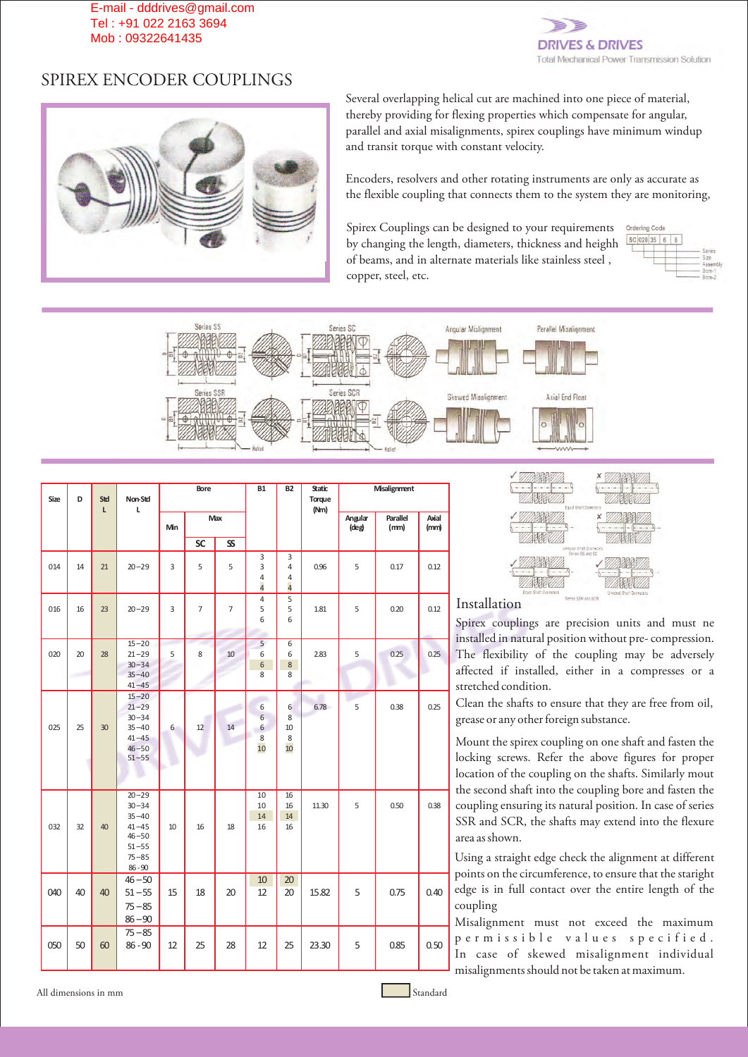E-mail - dddrives@gmail.com
Tel : +91 022 2163 3694
Mob : 09322641435

DRIVES & DRIVES
Total Mechanical Power Transmission Solution

# SPIREX ENCODER COUPLINGS

Several overlapping helical cut are machined into one piece of material, thereby providing for flexing properties which compensate for angular, parallel and axial misalignments, spirex couplings have minimum windup and transit torque with constant velocity.

Encoders, resolvers and other rotating instruments are only as accurate as the flexible coupling that connects them to the system they are monitoring,

Spirex Couplings can be designed to your requirements by changing the length, diameters, thickness and heigh of beams, and in alternate materials like stainless steel , copper, steel, etc.

Ordering Code: SC | 020 | 35 | 6 | 8 — Series, Size, Assembly, Bore-1, Bore-2

Series SS, Series SC, Series SSR, Series SCR, Angular Mislignment, Parallel Misalignment, Skewed Misalignment, Axial End Float

| Size | D | Std L | Non-Std L | Bore Min | Bore Max SC | Bore Max SS | B1 | B2 | Static Torque (Nm) | Misalignment Angular (deg) | Misalignment Parallel (mm) | Misalignment Axial (mm) |
|---|---|---|---|---|---|---|---|---|---|---|---|---|
| 014 | 14 | 21 | 20 – 29 | 3 | 5 | 5 | 3, 3, 4, 4 | 3, 4, 4, 4 | 0.96 | 5 | 0.17 | 0.12 |
| 016 | 16 | 23 | 20 – 29 | 3 | 7 | 7 | 4, 5, 6 | 5, 5, 6 | 1.81 | 5 | 0.20 | 0.12 |
| 020 | 20 | 28 | 15 – 20, 21 – 29, 30 – 34, 35 – 40, 41 – 45 | 5 | 8 | 10 | 5, 6, 6, 8 | 6, 6, 8, 8 | 2.83 | 5 | 0.25 | 0.25 |
| 025 | 25 | 30 | 15 – 20, 21 – 29, 30 – 34, 35 – 40, 41 – 45, 46 – 50, 51 – 55 | 6 | 12 | 14 | 6, 6, 6, 8, 10 | 6, 8, 10, 8, 10 | 6.78 | 5 | 0.38 | 0.25 |
| 032 | 32 | 40 | 20 – 29, 30 – 34, 35 – 40, 41 – 45, 46 – 50, 51 – 55, 75 – 85, 86 - 90 | 10 | 16 | 18 | 10, 10, 14, 16 | 16, 16, 14, 16 | 11.30 | 5 | 0.50 | 0.38 |
| 040 | 40 | 40 | 46 – 50, 51 – 55, 75 – 85, 86 – 90 | 15 | 18 | 20 | 10, 12 | 20, 20 | 15.82 | 5 | 0.75 | 0.40 |
| 050 | 50 | 60 | 75 – 85, 86 - 90 | 12 | 25 | 28 | 12 | 25 | 23.30 | 5 | 0.85 | 0.50 |

All dimensions in mm — Standard (shaded)

Equal Shaft Diameters; Unequal Shaft Diameters Series SS and SC; Equal Shaft Diameters, Unequal Shaft Diameters Series SSR and SCR

## Installation

Spirex couplings are precision units and must ne installed in natural position without pre- compression. The flexibility of the coupling may be adversely affected if installed, either in a compresses or a stretched condition.

Clean the shafts to ensure that they are free from oil, grease or any other foreign substance.

Mount the spirex coupling on one shaft and fasten the locking screws. Refer the above figures for proper location of the coupling on the shafts. Similarly mout the second shaft into the coupling bore and fasten the coupling ensuring its natural position. In case of series SSR and SCR, the shafts may extend into the flexure area as shown.

Using a straight edge check the alignment at different points on the circumference, to ensure that the staright edge is in full contact over the entire length of the coupling

Misalignment must not exceed the maximum permissible values specified. In case of skewed misalignment individual misalignments should not be taken at maximum.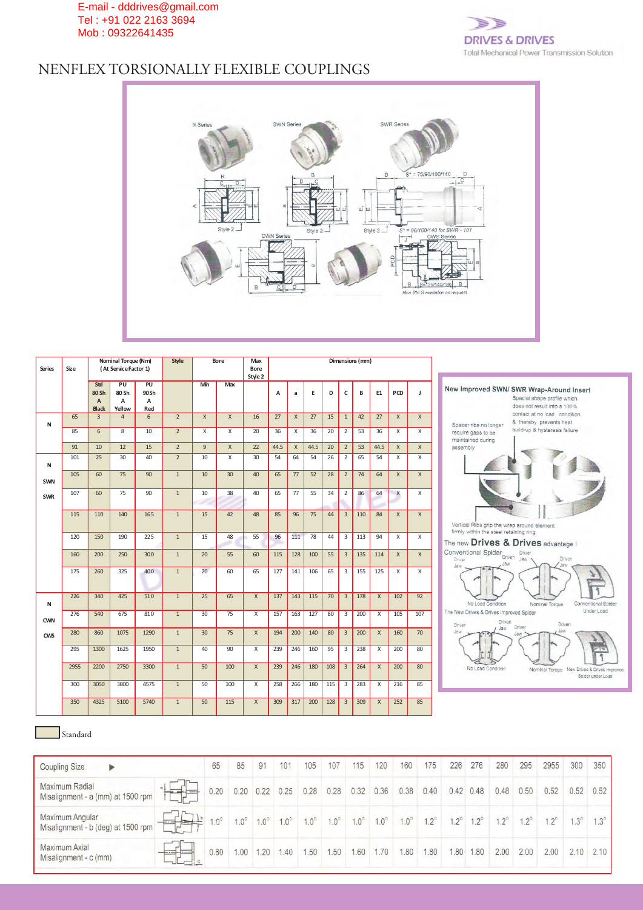E-mail : dddrives@gmail.com
Tel : +91 022 2163 3694
Mob : 09322641435

DRIVES & DRIVES
Total Mechanical Power Transmission Solution

# NENFLEX TORSIONALLY FLEXIBLE COUPLINGS

N Series, SWN Series, SWR Series, CWN Series, CWS Series

S* = 75/90/100/140
S* = 90/100/140 for SWR - 101
S=135/140/180
Non Std S available on request

| Series | Size | Nominal Torque (Nm) (At Service Factor 1) | | | Style | Bore | | Max Bore Style 2 | Dimensions (mm) | | | | | | | | |
|---|---|---|---|---|---|---|---|---|---|---|---|---|---|---|---|---|---|
| | | Std 80 Sh A Black | PU 80 Sh A Yellow | PU 90Sh A Red | | Min | Max | | A | a | E | D | C | B | E1 | PCD | J |
| N | 65 | 3 | 4 | 6 | 2 | X | X | 16 | 27 | X | 27 | 15 | 1 | 42 | 27 | X | X |
| | 85 | 6 | 8 | 10 | 2 | X | X | 20 | 36 | X | 36 | 20 | 2 | 53 | 36 | X | X |
| | 91 | 10 | 12 | 15 | 2 | 9 | X | 22 | 44.5 | X | 44.5 | 20 | 2 | 53 | 44.5 | X | X |
| N SWN SWR | 101 | 25 | 30 | 40 | 2 | 10 | X | 30 | 54 | 64 | 54 | 26 | 2 | 65 | 54 | X | X |
| | 105 | 60 | 75 | 90 | 1 | 10 | 30 | 40 | 65 | 77 | 52 | 28 | 2 | 74 | 64 | X | X |
| | 107 | 60 | 75 | 90 | 1 | 10 | 38 | 40 | 65 | 77 | 55 | 34 | 2 | 86 | 64 | X | X |
| | 115 | 110 | 140 | 165 | 1 | 15 | 42 | 48 | 85 | 96 | 75 | 44 | 3 | 110 | 84 | X | X |
| | 120 | 150 | 190 | 225 | 1 | 15 | 48 | 55 | 96 | 111 | 78 | 44 | 3 | 113 | 94 | X | X |
| | 160 | 200 | 250 | 300 | 1 | 20 | 55 | 60 | 115 | 128 | 100 | 55 | 3 | 135 | 114 | X | X |
| | 175 | 260 | 325 | 400 | 1 | 20 | 60 | 65 | 127 | 141 | 106 | 65 | 3 | 155 | 125 | X | X |
| N CWN CWS | 226 | 340 | 425 | 510 | 1 | 25 | 65 | X | 137 | 143 | 115 | 70 | 3 | 178 | X | 102 | 92 |
| | 276 | 540 | 675 | 810 | 1 | 30 | 75 | X | 157 | 163 | 127 | 80 | 3 | 200 | X | 105 | 107 |
| | 280 | 860 | 1075 | 1290 | 1 | 30 | 75 | X | 194 | 200 | 140 | 80 | 3 | 200 | X | 160 | 70 |
| | 295 | 1300 | 1625 | 1950 | 1 | 40 | 90 | X | 239 | 246 | 160 | 95 | 3 | 238 | X | 200 | 80 |
| | 2955 | 2200 | 2750 | 3300 | 1 | 50 | 100 | X | 239 | 246 | 180 | 108 | 3 | 264 | X | 200 | 80 |
| | 300 | 3050 | 3800 | 4575 | 1 | 50 | 100 | X | 258 | 266 | 180 | 115 | 3 | 283 | X | 216 | 85 |
| | 350 | 4325 | 5100 | 5740 | 1 | 50 | 115 | X | 309 | 317 | 200 | 128 | 3 | 309 | X | 252 | 85 |

Standard

**New Improved SWN/ SWR Wrap-Around Insert**

Special shape profile which does not result into a 100% contact at no load condition & thereby prevents heat build-up & hysteresis failure

Spacer ribs no longer require gaps to be maintained during assembly

Vertical Ribs grip the wrap around element firmly within the steel retaining ring

The new **Drives & Drives** advantage !

Conventional Spider: No Load Condition, Nominal Torque, Conventional Spider Under Load

The New Drives & Drives Improved Spider: No Load Condition, Nominal Torque, New Drives & Drives Improved Spider under Load

| Coupling Size | 65 | 85 | 91 | 101 | 105 | 107 | 115 | 120 | 160 | 175 | 226 | 276 | 280 | 295 | 2955 | 300 | 350 |
|---|---|---|---|---|---|---|---|---|---|---|---|---|---|---|---|---|---|
| Maximum Radial Misalignment - a (mm) at 1500 rpm | 0.20 | 0.20 | 0.22 | 0.25 | 0.28 | 0.28 | 0.32 | 0.36 | 0.38 | 0.40 | 0.42 | 0.48 | 0.48 | 0.50 | 0.52 | 0.52 | 0.52 |
| Maximum Angular Misalignment - b (deg) at 1500 rpm | 1.0° | 1.0° | 1.0° | 1.0° | 1.0° | 1.0° | 1.0° | 1.0° | 1.0° | 1.2° | 1.2° | 1.2° | 1.2° | 1.2° | 1.2° | 1.3° | 1.3° |
| Maximum Axial Misalignment - c (mm) | 0.60 | 1.00 | 1.20 | 1.40 | 1.50 | 1.50 | 1.60 | 1.70 | 1.80 | 1.80 | 1.80 | 1.80 | 2.00 | 2.00 | 2.00 | 2.10 | 2.10 |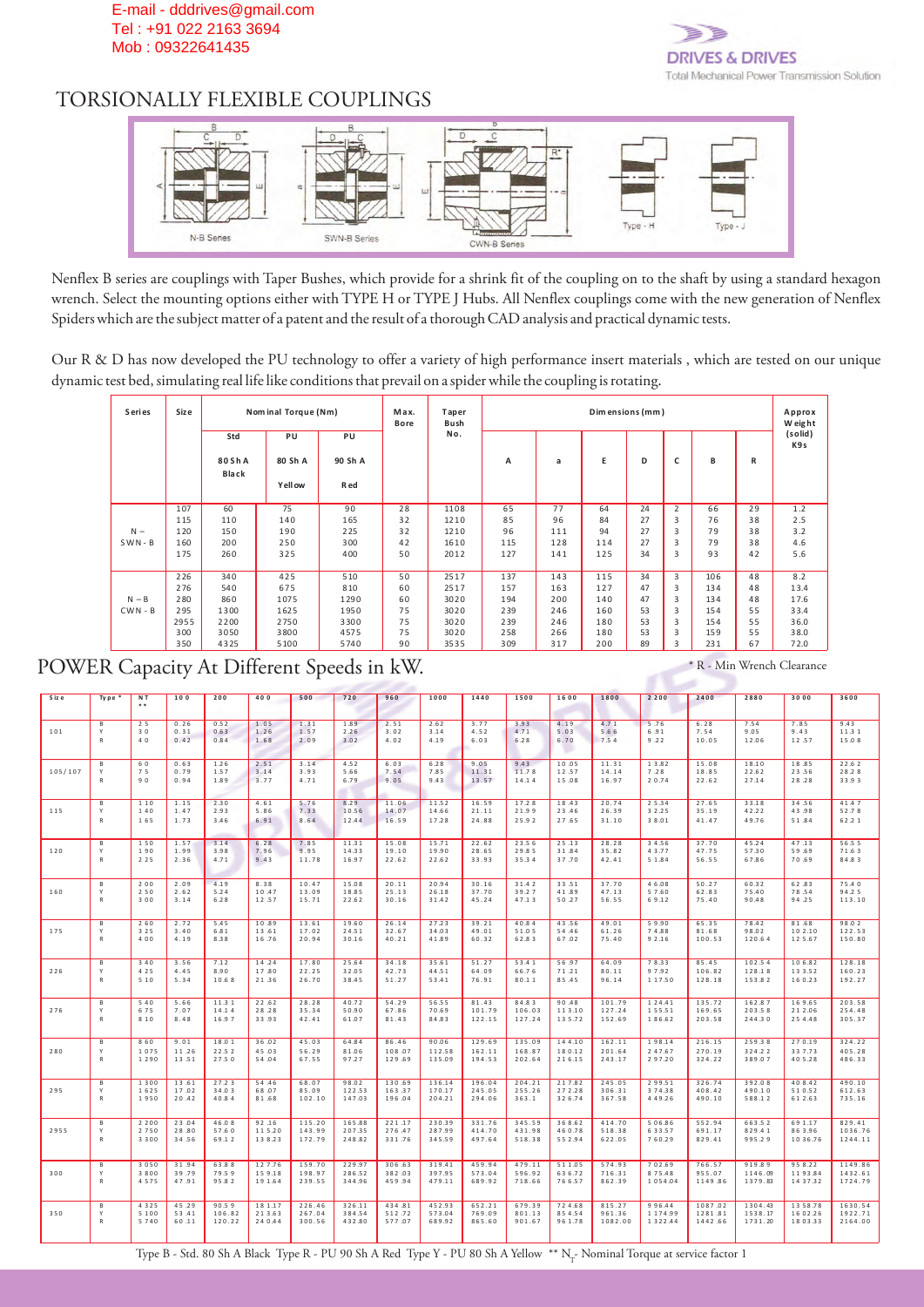E-mail - dddrives@gmail.com
Tel : +91 022 2163 3694
Mob : 09322641435

DRIVES & DRIVES
Total Mechanical Power Transmission Solution

# TORSIONALLY FLEXIBLE COUPLINGS

N-B Series   SWN-B Series   CWN-B Series   Type - H   Type - J

Nenflex B series are couplings with Taper Bushes, which provide for a shrink fit of the coupling on to the shaft by using a standard hexagon wrench. Select the mounting options either with TYPE H or TYPE J Hubs. All Nenflex couplings come with the new generation of Nenflex Spiders which are the subject matter of a patent and the result of a thorough CAD analysis and practical dynamic tests.

Our R & D has now developed the PU technology to offer a variety of high performance insert materials , which are tested on our unique dynamic test bed, simulating real life like conditions that prevail on a spider while the coupling is rotating.

| Series | Size | Nominal Torque (Nm) | | | Max. Bore | Taper Bush No. | Dimensions (mm) | | | | | | | Approx Weight (solid) K9s |
|---|---|---|---|---|---|---|---|---|---|---|---|---|---|---|
| | | Std 80 Sh A Black | PU 80 Sh A Yellow | PU 90 Sh A Red | | | A | a | E | D | C | B | R | |
| N – SWN - B | 107 | 60 | 75 | 90 | 28 | 1108 | 65 | 77 | 64 | 24 | 2 | 66 | 29 | 1.2 |
| | 115 | 110 | 140 | 165 | 32 | 1210 | 85 | 96 | 84 | 27 | 3 | 76 | 38 | 2.5 |
| | 120 | 150 | 190 | 225 | 32 | 1210 | 96 | 111 | 94 | 27 | 3 | 79 | 38 | 3.2 |
| | 160 | 200 | 250 | 300 | 42 | 1610 | 115 | 128 | 114 | 27 | 3 | 79 | 38 | 4.6 |
| | 175 | 260 | 325 | 400 | 50 | 2012 | 127 | 141 | 125 | 34 | 3 | 93 | 42 | 5.6 |
| N – B CWN - B | 226 | 340 | 425 | 510 | 50 | 2517 | 137 | 143 | 115 | 34 | 3 | 106 | 48 | 8.2 |
| | 276 | 540 | 675 | 810 | 60 | 2517 | 157 | 163 | 127 | 47 | 3 | 134 | 48 | 13.4 |
| | 280 | 860 | 1075 | 1290 | 60 | 3020 | 194 | 200 | 140 | 47 | 3 | 134 | 48 | 17.6 |
| | 295 | 1300 | 1625 | 1950 | 75 | 3020 | 239 | 246 | 160 | 53 | 3 | 154 | 55 | 33.4 |
| | 2955 | 2200 | 2750 | 3300 | 75 | 3020 | 239 | 246 | 180 | 53 | 3 | 154 | 55 | 36.0 |
| | 300 | 3050 | 3800 | 4575 | 75 | 3020 | 258 | 266 | 180 | 53 | 3 | 159 | 55 | 38.0 |
| | 350 | 4325 | 5100 | 5740 | 90 | 3535 | 309 | 317 | 200 | 89 | 3 | 231 | 67 | 72.0 |

\* R - Min Wrench Clearance

## POWER Capacity At Different Speeds in kW.

| Size | Type * | NT ** | 100 | 200 | 400 | 500 | 720 | 960 | 1000 | 1440 | 1500 | 1600 | 1800 | 2200 | 2400 | 2880 | 3000 | 3600 |
|---|---|---|---|---|---|---|---|---|---|---|---|---|---|---|---|---|---|---|
| 101 | B | 25 | 0.26 | 0.52 | 1.05 | 1.31 | 1.89 | 2.51 | 2.62 | 3.77 | 3.93 | 4.19 | 4.71 | 5.76 | 6.28 | 7.54 | 7.85 | 9.43 |
| | Y | 30 | 0.31 | 0.63 | 1.26 | 1.57 | 2.26 | 3.02 | 3.14 | 4.52 | 4.71 | 5.03 | 5.66 | 6.91 | 7.54 | 9.05 | 9.43 | 11.31 |
| | R | 40 | 0.42 | 0.84 | 1.68 | 2.09 | 3.02 | 4.02 | 4.19 | 6.03 | 6.28 | 6.70 | 7.54 | 9.22 | 10.05 | 12.06 | 12.57 | 15.08 |
| 105/107 | B | 60 | 0.63 | 1.26 | 2.51 | 3.14 | 4.52 | 6.03 | 6.28 | 9.05 | 9.43 | 10.05 | 11.31 | 13.82 | 15.08 | 18.10 | 18.85 | 22.62 |
| | Y | 75 | 0.79 | 1.57 | 3.14 | 3.93 | 5.66 | 7.54 | 7.85 | 11.31 | 11.78 | 12.57 | 14.14 | 7.28 | 18.85 | 22.62 | 23.56 | 28.28 |
| | R | 90 | 0.94 | 1.89 | 3.77 | 4.71 | 6.79 | 9.05 | 9.43 | 13.57 | 14.14 | 15.08 | 16.97 | 20.74 | 22.62 | 27.14 | 28.28 | 33.93 |
| 115 | B | 110 | 1.15 | 2.30 | 4.61 | 5.76 | 8.29 | 11.06 | 11.52 | 16.59 | 17.28 | 18.43 | 20.74 | 25.34 | 27.65 | 33.18 | 34.56 | 41.47 |
| | Y | 140 | 1.47 | 2.93 | 5.86 | 7.33 | 10.56 | 14.07 | 14.66 | 21.11 | 21.99 | 23.46 | 26.39 | 32.25 | 35.19 | 42.22 | 43.98 | 52.78 |
| | R | 165 | 1.73 | 3.46 | 6.91 | 8.64 | 12.44 | 16.59 | 17.28 | 24.88 | 25.92 | 27.65 | 31.10 | 38.01 | 41.47 | 49.76 | 51.84 | 62.21 |
| 120 | B | 150 | 1.57 | 3.14 | 6.28 | 7.85 | 11.31 | 15.08 | 15.71 | 22.62 | 23.56 | 25.13 | 28.28 | 34.56 | 37.70 | 45.24 | 47.13 | 56.55 |
| | Y | 190 | 1.99 | 3.98 | 7.96 | 9.95 | 14.33 | 19.10 | 19.90 | 28.65 | 29.85 | 31.84 | 35.82 | 43.77 | 47.75 | 57.30 | 59.69 | 71.63 |
| | R | 225 | 2.36 | 4.71 | 9.43 | 11.78 | 16.97 | 22.62 | 22.62 | 33.93 | 35.34 | 37.70 | 42.41 | 51.84 | 56.55 | 67.86 | 70.69 | 84.83 |
| 160 | B | 200 | 2.09 | 4.19 | 8.38 | 10.47 | 15.08 | 20.11 | 20.94 | 30.16 | 31.42 | 33.51 | 37.70 | 46.08 | 50.27 | 60.32 | 62.83 | 75.40 |
| | Y | 250 | 2.62 | 5.24 | 10.47 | 13.09 | 18.85 | 25.13 | 26.18 | 37.70 | 39.27 | 41.89 | 47.13 | 57.60 | 62.83 | 75.40 | 78.54 | 94.25 |
| | R | 300 | 3.14 | 6.28 | 12.57 | 15.71 | 22.62 | 30.16 | 31.42 | 45.24 | 47.13 | 50.27 | 56.55 | 69.12 | 75.40 | 90.48 | 94.25 | 113.10 |
| 175 | B | 260 | 2.72 | 5.45 | 10.89 | 13.61 | 19.60 | 26.14 | 27.23 | 39.21 | 40.84 | 43.56 | 49.01 | 59.90 | 65.35 | 78.42 | 81.68 | 98.02 |
| | Y | 325 | 3.40 | 6.81 | 13.61 | 17.02 | 24.51 | 32.67 | 34.03 | 49.01 | 51.05 | 54.46 | 61.26 | 74.88 | 81.68 | 98.02 | 102.10 | 122.53 |
| | R | 400 | 4.19 | 8.38 | 16.76 | 20.94 | 30.16 | 40.21 | 41.89 | 60.32 | 62.83 | 67.02 | 75.40 | 92.16 | 100.53 | 120.64 | 125.67 | 150.80 |
| 226 | B | 340 | 3.56 | 7.12 | 14.24 | 17.80 | 25.64 | 34.18 | 35.61 | 51.27 | 53.41 | 56.97 | 64.09 | 78.33 | 85.45 | 102.54 | 106.82 | 128.18 |
| | Y | 425 | 4.45 | 8.90 | 17.80 | 22.25 | 32.05 | 42.73 | 44.51 | 64.09 | 66.76 | 71.21 | 80.11 | 97.92 | 106.82 | 128.18 | 133.52 | 160.23 |
| | R | 510 | 5.34 | 10.68 | 21.36 | 26.70 | 38.45 | 51.27 | 53.41 | 76.91 | 80.11 | 85.45 | 96.14 | 117.50 | 128.18 | 153.82 | 160.23 | 192.27 |
| 276 | B | 540 | 5.66 | 11.31 | 22.62 | 28.28 | 40.72 | 54.29 | 56.55 | 81.43 | 84.83 | 90.48 | 101.79 | 124.41 | 135.72 | 162.87 | 169.65 | 203.58 |
| | Y | 675 | 7.07 | 14.14 | 28.28 | 35.34 | 50.90 | 67.86 | 70.69 | 101.79 | 106.03 | 113.10 | 127.24 | 155.51 | 169.65 | 203.58 | 212.06 | 254.48 |
| | R | 810 | 8.48 | 16.97 | 33.93 | 42.41 | 61.07 | 81.43 | 84.83 | 122.15 | 127.24 | 135.72 | 152.69 | 186.62 | 203.58 | 244.30 | 254.48 | 305.37 |
| 280 | B | 860 | 9.01 | 18.01 | 36.02 | 45.03 | 64.84 | 86.46 | 90.06 | 129.69 | 135.09 | 144.10 | 162.11 | 198.14 | 216.15 | 259.38 | 270.19 | 324.22 |
| | Y | 1075 | 11.26 | 22.52 | 45.03 | 56.29 | 81.06 | 108.07 | 112.58 | 162.11 | 168.87 | 180.12 | 201.64 | 247.67 | 270.19 | 324.22 | 337.73 | 405.28 |
| | R | 1290 | 13.51 | 27.50 | 54.04 | 67.55 | 97.27 | 129.69 | 135.09 | 194.53 | 202.64 | 216.15 | 243.17 | 297.20 | 324.22 | 389.07 | 405.28 | 486.33 |
| 295 | B | 1300 | 13.61 | 27.23 | 54.46 | 68.07 | 98.02 | 130.69 | 136.14 | 196.04 | 204.21 | 217.82 | 245.05 | 299.51 | 326.74 | 392.08 | 408.42 | 490.10 |
| | Y | 1625 | 17.02 | 34.03 | 68.07 | 85.09 | 122.53 | 163.37 | 170.17 | 245.05 | 255.26 | 272.28 | 306.31 | 374.38 | 408.42 | 490.10 | 510.52 | 612.63 |
| | R | 1950 | 20.42 | 40.84 | 81.68 | 102.10 | 147.03 | 196.04 | 204.21 | 294.06 | 363.1 | 326.74 | 367.58 | 449.26 | 490.10 | 588.12 | 612.63 | 735.16 |
| 2955 | B | 2200 | 23.04 | 46.08 | 92.16 | 115.20 | 165.88 | 221.17 | 230.39 | 331.76 | 345.59 | 368.62 | 414.70 | 506.86 | 552.94 | 663.52 | 691.17 | 829.41 |
| | Y | 2750 | 28.80 | 57.60 | 115.20 | 143.99 | 207.35 | 276.47 | 287.99 | 414.70 | 431.98 | 460.78 | 518.38 | 633.57 | 691.17 | 829.41 | 863.96 | 1036.76 |
| | R | 3300 | 34.56 | 69.12 | 138.23 | 172.79 | 248.82 | 331.76 | 345.59 | 497.64 | 518.38 | 552.94 | 622.05 | 760.29 | 829.41 | 995.29 | 1036.76 | 1244.11 |
| 300 | B | 3050 | 31.94 | 63.88 | 127.76 | 159.70 | 229.97 | 306.63 | 319.41 | 459.94 | 479.11 | 511.05 | 574.93 | 702.69 | 766.57 | 919.89 | 958.22 | 1149.86 |
| | Y | 3800 | 39.79 | 79.59 | 159.18 | 198.97 | 286.52 | 382.03 | 397.95 | 573.04 | 596.92 | 636.72 | 716.31 | 875.48 | 955.07 | 1146.09 | 1193.84 | 1432.61 |
| | R | 4575 | 47.91 | 95.82 | 191.64 | 239.55 | 344.96 | 459.94 | 479.11 | 689.92 | 718.66 | 766.57 | 862.39 | 1054.04 | 1149.86 | 1379.83 | 1437.32 | 1724.79 |
| 350 | B | 4325 | 45.29 | 90.59 | 181.17 | 226.46 | 326.11 | 434.81 | 452.93 | 652.21 | 679.39 | 724.68 | 815.27 | 996.44 | 1087.02 | 1304.43 | 1358.78 | 1630.54 |
| | Y | 5100 | 53.41 | 106.82 | 213.63 | 267.04 | 384.54 | 512.72 | 573.04 | 769.09 | 801.13 | 854.54 | 961.36 | 1174.99 | 1281.81 | 1538.17 | 1602.26 | 1922.71 |
| | R | 5740 | 60.11 | 120.22 | 240.44 | 300.56 | 432.80 | 577.07 | 689.92 | 865.60 | 901.67 | 961.78 | 1082.00 | 1322.44 | 1442.66 | 1731.20 | 1803.33 | 2164.00 |

Type B - Std. 80 Sh A Black  Type R - PU 90 Sh A Red  Type Y - PU 80 Sh A Yellow  ** $N_T$- Nominal Torque at service factor 1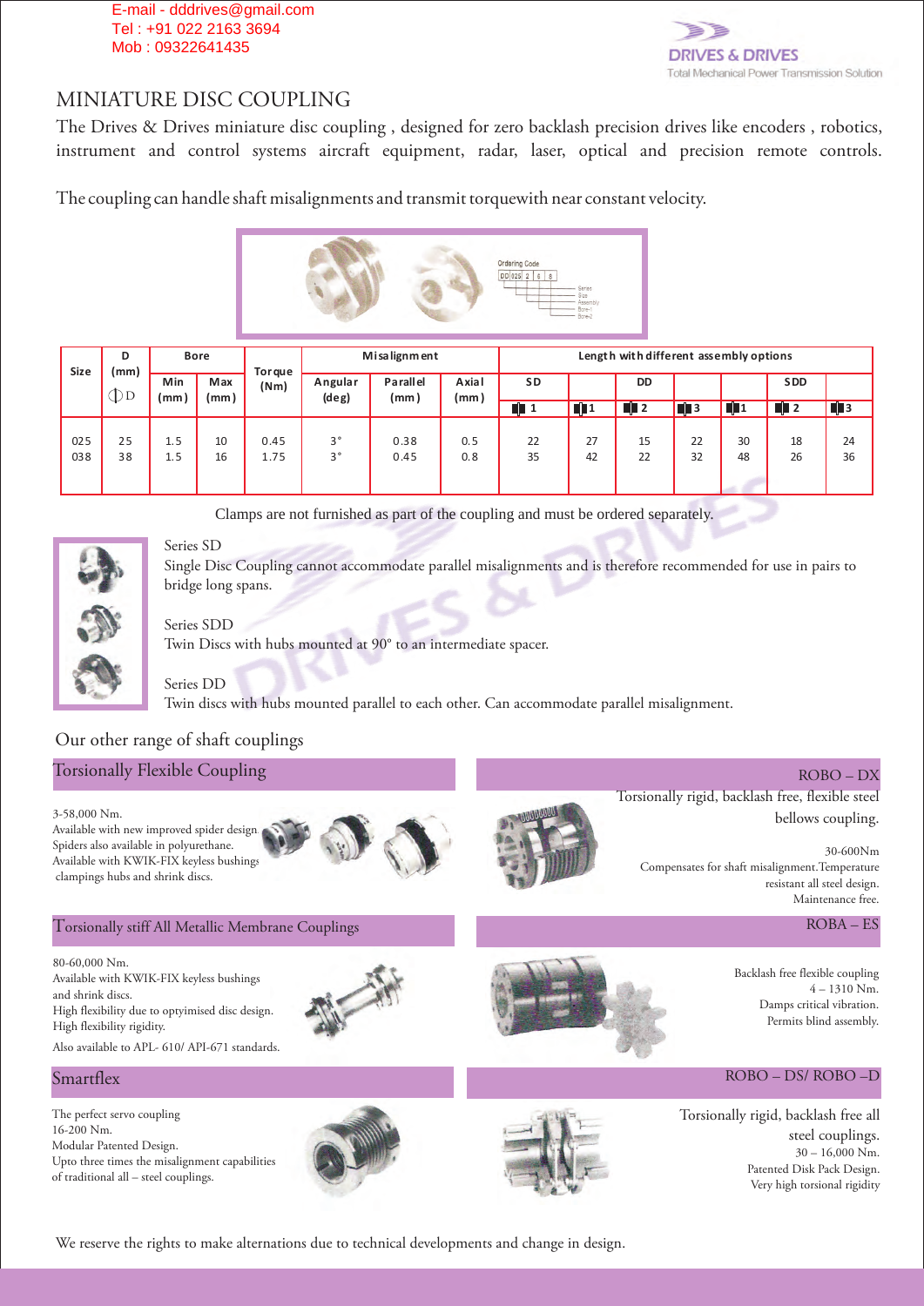E-mail - dddrives@gmail.com
Tel : +91 022 2163 3694
Mob : 09322641435

DRIVES & DRIVES
Total Mechanical Power Transmission Solution

# MINIATURE DISC COUPLING

The Drives & Drives miniature disc coupling , designed for zero backlash precision drives like encoders , robotics, instrument and control systems aircraft equipment, radar, laser, optical and precision remote controls.

The coupling can handle shaft misalignments and transmit torquewith near constant velocity.

Ordering Code
DD 025 2 6 6
Series
Size
Assembly
Bore-1
Bore-2

| Size | D (mm) ⏀D | Bore | | Torque (Nm) | Misalignment | | | Length with different assembly options | | | | | | |
|---|---|---|---|---|---|---|---|---|---|---|---|---|---|---|
| | | Min (mm) | Max (mm) | | Angular (deg) | Parallel (mm) | Axial (mm) | SD | | DD | | | SDD | |
| | | | | | | | | 1 | 1 | 2 | 3 | 1 | 2 | 3 |
| 025 | 25 | 1.5 | 10 | 0.45 | 3° | 0.38 | 0.5 | 22 | 27 | 15 | 22 | 30 | 18 | 24 |
| 038 | 38 | 1.5 | 16 | 1.75 | 3° | 0.45 | 0.8 | 35 | 42 | 22 | 32 | 48 | 26 | 36 |

Clamps are not furnished as part of the coupling and must be ordered separately.

Series SD
Single Disc Coupling cannot accommodate parallel misalignments and is therefore recommended for use in pairs to bridge long spans.

Series SDD
Twin Discs with hubs mounted at 90° to an intermediate spacer.

Series DD
Twin discs with hubs mounted parallel to each other. Can accommodate parallel misalignment.

## Our other range of shaft couplings

### Torsionally Flexible Coupling

3-58,000 Nm.
Available with new improved spider design.
Spiders also available in polyurethane.
Available with KWIK-FIX keyless bushings
clampings hubs and shrink discs.

### ROBO – DX

Torsionally rigid, backlash free, flexible steel bellows coupling.

30-600Nm
Compensates for shaft misalignment.Temperature resistant all steel design.
Maintenance free.

### Torsionally stiff All Metallic Membrane Couplings

80-60,000 Nm.
Available with KWIK-FIX keyless bushings and shrink discs.
High flexibility due to optyimised disc design.
High flexibility rigidity.
Also available to APL- 610/ API-671 standards.

### ROBA – ES

Backlash free flexible coupling
4 – 1310 Nm.
Damps critical vibration.
Permits blind assembly.

### Smartflex

The perfect servo coupling
16-200 Nm.
Modular Patented Design.
Upto three times the misalignment capabilities of traditional all – steel couplings.

### ROBO – DS/ ROBO –D

Torsionally rigid, backlash free all steel couplings.
30 – 16,000 Nm.
Patented Disk Pack Design.
Very high torsional rigidity

We reserve the rights to make alternations due to technical developments and change in design.